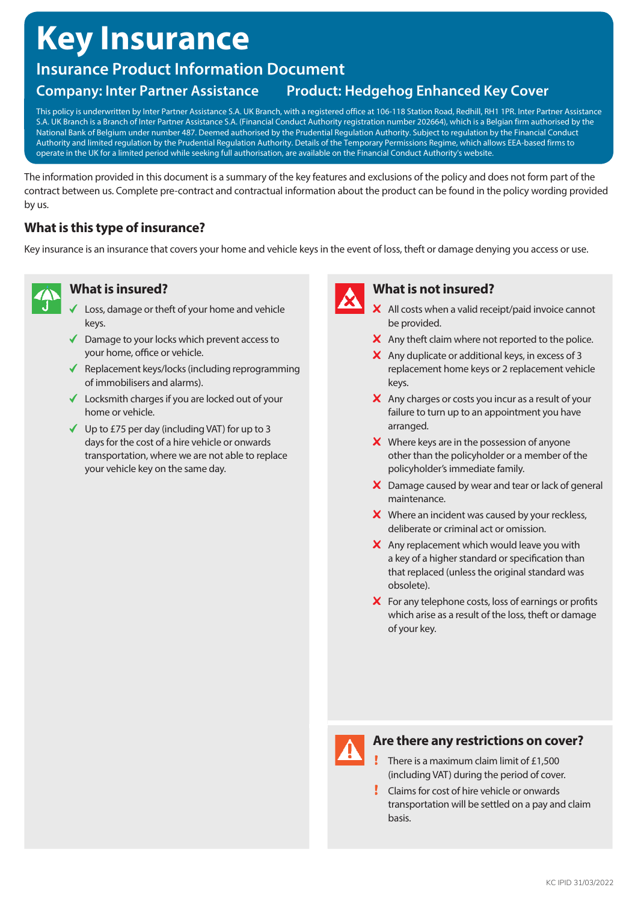# Key Insurance

## Insurance Product Information Document

### Company: Inter Partner Assistance

### Product: Hedgehog Enhanced Key Cover

This policy is underwritten by Inter Partner Assistance S.A. UK Branch, with a registered office at 106-118 Station Road, Redhill, RH1 1PR. Inter Partner Assistance S.A. UK Branch is a Branch of Inter Partner Assistance S.A. (Financial Conduct Authority registration number 202664), which is a Belgian firm authorised by the National Bank of Belgium under number 487. Deemed authorised by the Prudential Regulation Authority. Subject to regulation by the Financial Conduct Authority and limited regulation by the Prudential Regulation Authority. Details of the Temporary Permissions Regime, which allows EEA-based firms to operate in the UK for a limited period while seeking full authorisation, are available on the Financial Conduct Authority's website.

The information provided in this document is a summary of the key features and exclusions of the policy and does not form part of the contract between us. Complete pre-contract and contractual information about the product can be found in the policy wording provided by us.

## What is this type of insurance?

Key insurance is an insurance that covers your home and vehicle keys in the event of loss, theft or damage denying you access or use.

## What is insured?

- ✓ Loss, damage or theft of your home and vehicle keys.
- ✓ Damage to your locks which prevent access to your home, office or vehicle.
- ✓ Replacement keys/locks (including reprogramming of immobilisers and alarms).
- ✓ Locksmith charges if you are locked out of your home or vehicle.
- ✓ Up to £75 per day (including VAT) for up to 3 days for the cost of a hire vehicle or onwards transportation, where we are not able to replace your vehicle key on the same day.

## What is not insured?

- ✗ All costs when a valid receipt/paid invoice cannot be provided.
- ✗ Any theft claim where not reported to the police.
- ✗ Any duplicate or additional keys, in excess of 3 replacement home keys or 2 replacement vehicle keys.
- ✗ Any charges or costs you incur as a result of your failure to turn up to an appointment you have arranged.
- ✗ Where keys are in the possession of anyone other than the policyholder or a member of the policyholder's immediate family.
- ✗ Damage caused by wear and tear or lack of general maintenance.
- ✗ Where an incident was caused by your reckless, deliberate or criminal act or omission.
- ✗ Any replacement which would leave you with a key of a higher standard or specification than that replaced (unless the original standard was obsolete).
- ✗ For any telephone costs, loss of earnings or profits which arise as a result of the loss, theft or damage of your key.

## Are there any restrictions on cover?

- ! There is a maximum claim limit of £1,500 (including VAT) during the period of cover.
- ! Claims for cost of hire vehicle or onwards transportation will be settled on a pay and claim basis.

KC IPID 31/03/2022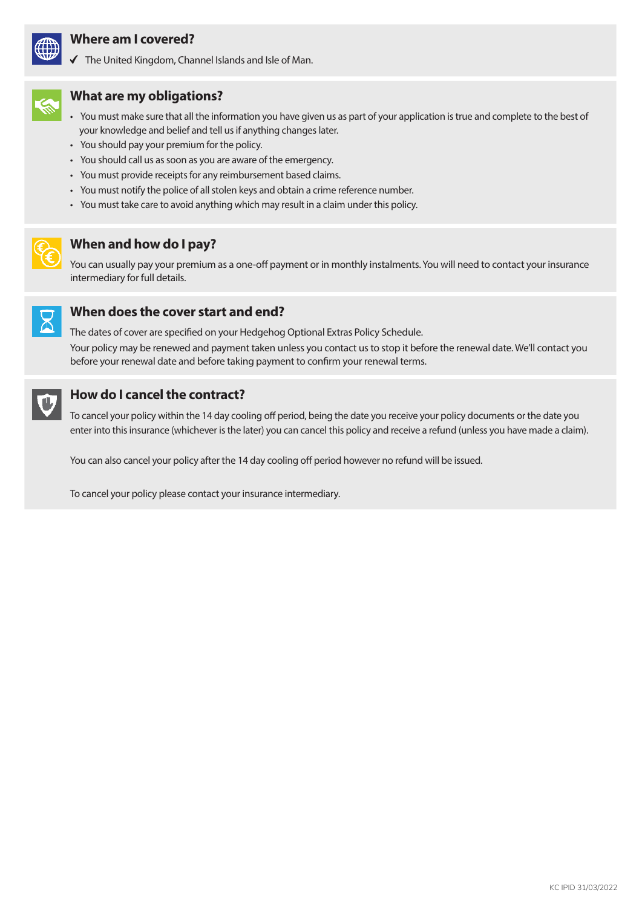## Where am I covered?

✓ The United Kingdom, Channel Islands and Isle of Man.

## What are my obligations?

- You must make sure that all the information you have given us as part of your application is true and complete to the best of your knowledge and belief and tell us if anything changes later.
- You should pay your premium for the policy.
- You should call us as soon as you are aware of the emergency.
- You must provide receipts for any reimbursement based claims.
- You must notify the police of all stolen keys and obtain a crime reference number.
- You must take care to avoid anything which may result in a claim under this policy.

## When and how do I pay?

You can usually pay your premium as a one-off payment or in monthly instalments. You will need to contact your insurance intermediary for full details.

## When does the cover start and end?

The dates of cover are specified on your Hedgehog Optional Extras Policy Schedule.

Your policy may be renewed and payment taken unless you contact us to stop it before the renewal date. We'll contact you before your renewal date and before taking payment to confirm your renewal terms.

## How do I cancel the contract?

To cancel your policy within the 14 day cooling off period, being the date you receive your policy documents or the date you enter into this insurance (whichever is the later) you can cancel this policy and receive a refund (unless you have made a claim).

You can also cancel your policy after the 14 day cooling off period however no refund will be issued.

To cancel your policy please contact your insurance intermediary.

KC IPID 31/03/2022